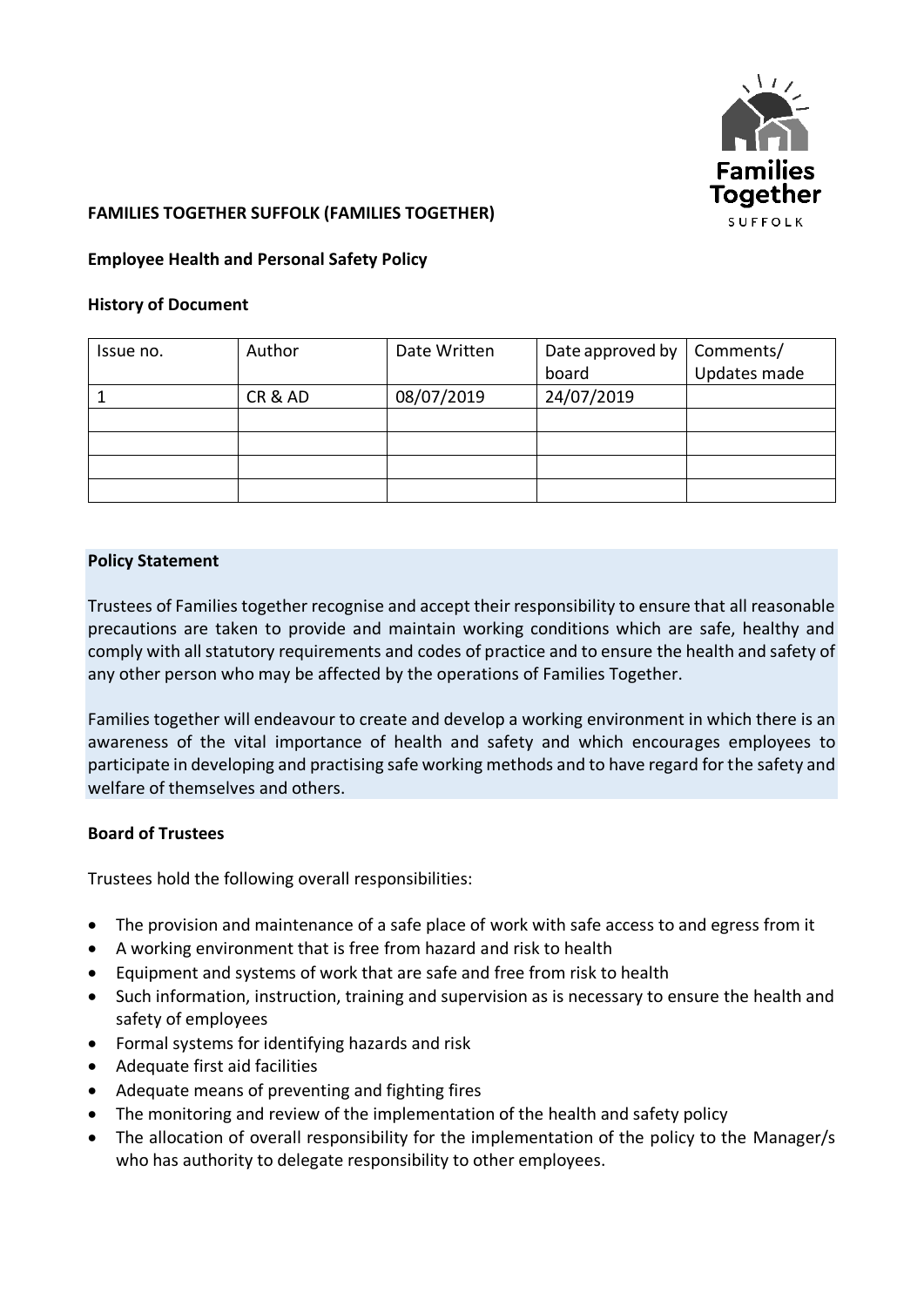**FAMILIES TOGETHER SUFFOLK (FAMILIES TOGETHER)**

**Employee Health and Personal Safety Policy**

**History of Document**

| Issue no. | Author | Date Written | Date approved by board | Comments/ Updates made |
|---|---|---|---|---|
| 1 | CR & AD | 08/07/2019 | 24/07/2019 | |
| | | | | |
| | | | | |
| | | | | |
| | | | | |

**Policy Statement**

Trustees of Families together recognise and accept their responsibility to ensure that all reasonable precautions are taken to provide and maintain working conditions which are safe, healthy and comply with all statutory requirements and codes of practice and to ensure the health and safety of any other person who may be affected by the operations of Families Together.

Families together will endeavour to create and develop a working environment in which there is an awareness of the vital importance of health and safety and which encourages employees to participate in developing and practising safe working methods and to have regard for the safety and welfare of themselves and others.

**Board of Trustees**

Trustees hold the following overall responsibilities:

- The provision and maintenance of a safe place of work with safe access to and egress from it
- A working environment that is free from hazard and risk to health
- Equipment and systems of work that are safe and free from risk to health
- Such information, instruction, training and supervision as is necessary to ensure the health and safety of employees
- Formal systems for identifying hazards and risk
- Adequate first aid facilities
- Adequate means of preventing and fighting fires
- The monitoring and review of the implementation of the health and safety policy
- The allocation of overall responsibility for the implementation of the policy to the Manager/s who has authority to delegate responsibility to other employees.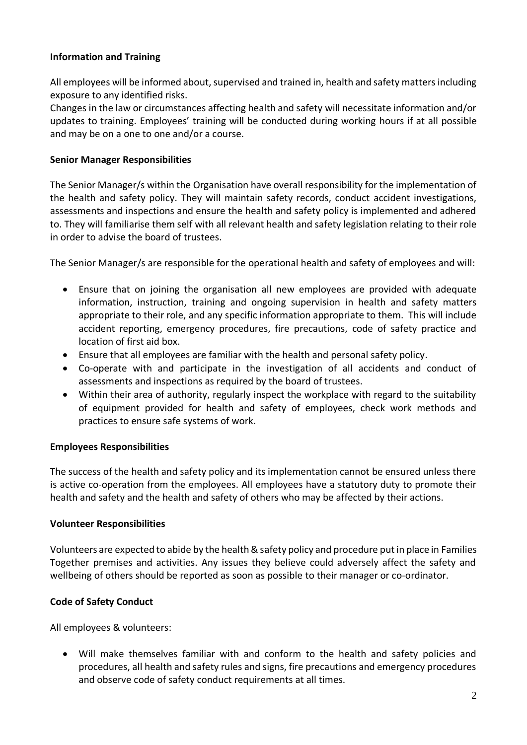**Information and Training**

All employees will be informed about, supervised and trained in, health and safety matters including exposure to any identified risks.
Changes in the law or circumstances affecting health and safety will necessitate information and/or updates to training. Employees' training will be conducted during working hours if at all possible and may be on a one to one and/or a course.

**Senior Manager Responsibilities**

The Senior Manager/s within the Organisation have overall responsibility for the implementation of the health and safety policy. They will maintain safety records, conduct accident investigations, assessments and inspections and ensure the health and safety policy is implemented and adhered to. They will familiarise them self with all relevant health and safety legislation relating to their role in order to advise the board of trustees.

The Senior Manager/s are responsible for the operational health and safety of employees and will:

- Ensure that on joining the organisation all new employees are provided with adequate information, instruction, training and ongoing supervision in health and safety matters appropriate to their role, and any specific information appropriate to them. This will include accident reporting, emergency procedures, fire precautions, code of safety practice and location of first aid box.
- Ensure that all employees are familiar with the health and personal safety policy.
- Co-operate with and participate in the investigation of all accidents and conduct of assessments and inspections as required by the board of trustees.
- Within their area of authority, regularly inspect the workplace with regard to the suitability of equipment provided for health and safety of employees, check work methods and practices to ensure safe systems of work.

**Employees Responsibilities**

The success of the health and safety policy and its implementation cannot be ensured unless there is active co-operation from the employees. All employees have a statutory duty to promote their health and safety and the health and safety of others who may be affected by their actions.

**Volunteer Responsibilities**

Volunteers are expected to abide by the health & safety policy and procedure put in place in Families Together premises and activities. Any issues they believe could adversely affect the safety and wellbeing of others should be reported as soon as possible to their manager or co-ordinator.

**Code of Safety Conduct**

All employees & volunteers:

- Will make themselves familiar with and conform to the health and safety policies and procedures, all health and safety rules and signs, fire precautions and emergency procedures and observe code of safety conduct requirements at all times.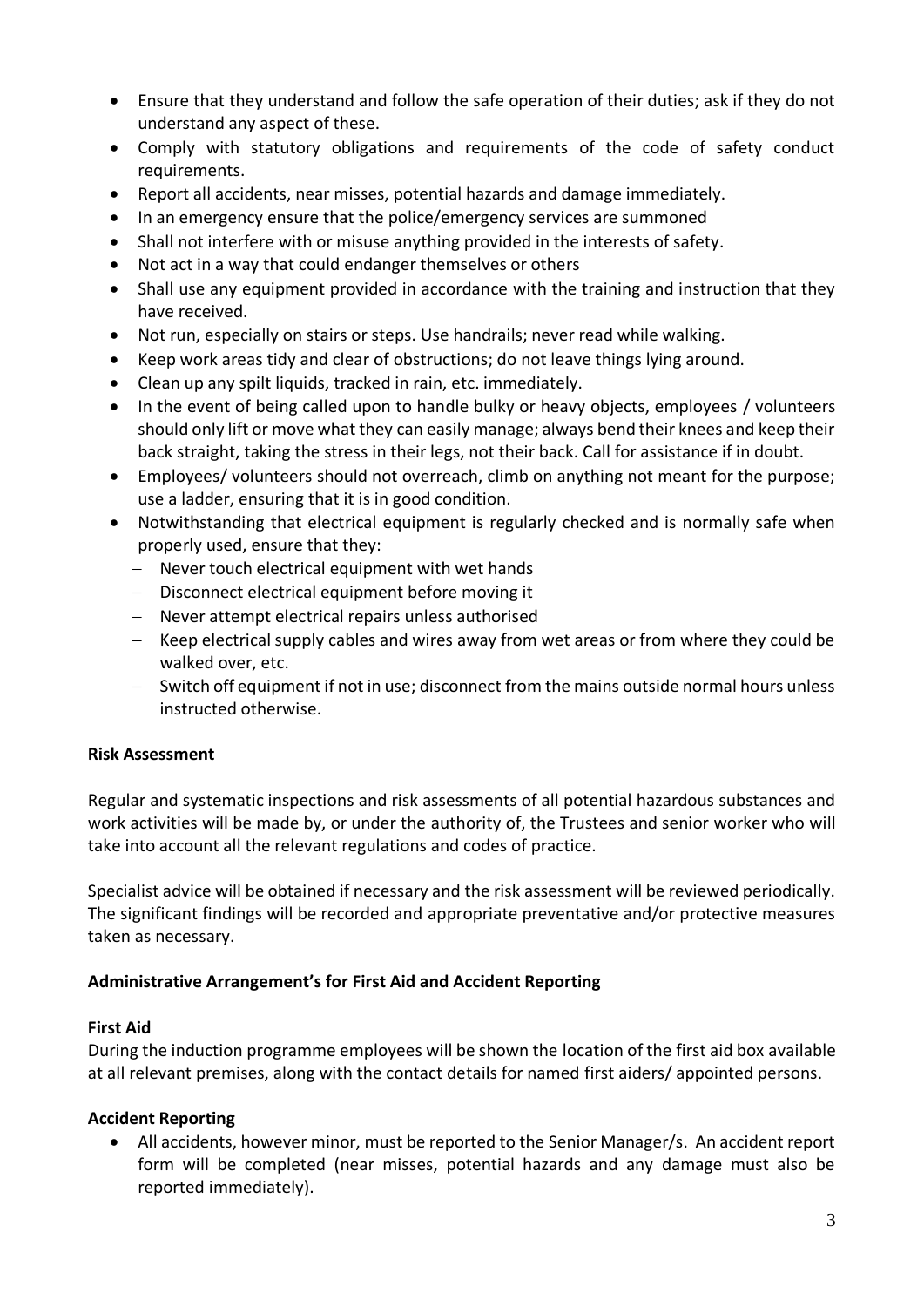- Ensure that they understand and follow the safe operation of their duties; ask if they do not understand any aspect of these.
- Comply with statutory obligations and requirements of the code of safety conduct requirements.
- Report all accidents, near misses, potential hazards and damage immediately.
- In an emergency ensure that the police/emergency services are summoned
- Shall not interfere with or misuse anything provided in the interests of safety.
- Not act in a way that could endanger themselves or others
- Shall use any equipment provided in accordance with the training and instruction that they have received.
- Not run, especially on stairs or steps. Use handrails; never read while walking.
- Keep work areas tidy and clear of obstructions; do not leave things lying around.
- Clean up any spilt liquids, tracked in rain, etc. immediately.
- In the event of being called upon to handle bulky or heavy objects, employees / volunteers should only lift or move what they can easily manage; always bend their knees and keep their back straight, taking the stress in their legs, not their back. Call for assistance if in doubt.
- Employees/ volunteers should not overreach, climb on anything not meant for the purpose; use a ladder, ensuring that it is in good condition.
- Notwithstanding that electrical equipment is regularly checked and is normally safe when properly used, ensure that they:
  - Never touch electrical equipment with wet hands
  - Disconnect electrical equipment before moving it
  - Never attempt electrical repairs unless authorised
  - Keep electrical supply cables and wires away from wet areas or from where they could be walked over, etc.
  - Switch off equipment if not in use; disconnect from the mains outside normal hours unless instructed otherwise.

**Risk Assessment**

Regular and systematic inspections and risk assessments of all potential hazardous substances and work activities will be made by, or under the authority of, the Trustees and senior worker who will take into account all the relevant regulations and codes of practice.

Specialist advice will be obtained if necessary and the risk assessment will be reviewed periodically. The significant findings will be recorded and appropriate preventative and/or protective measures taken as necessary.

**Administrative Arrangement's for First Aid and Accident Reporting**

**First Aid**

During the induction programme employees will be shown the location of the first aid box available at all relevant premises, along with the contact details for named first aiders/ appointed persons.

**Accident Reporting**

- All accidents, however minor, must be reported to the Senior Manager/s. An accident report form will be completed (near misses, potential hazards and any damage must also be reported immediately).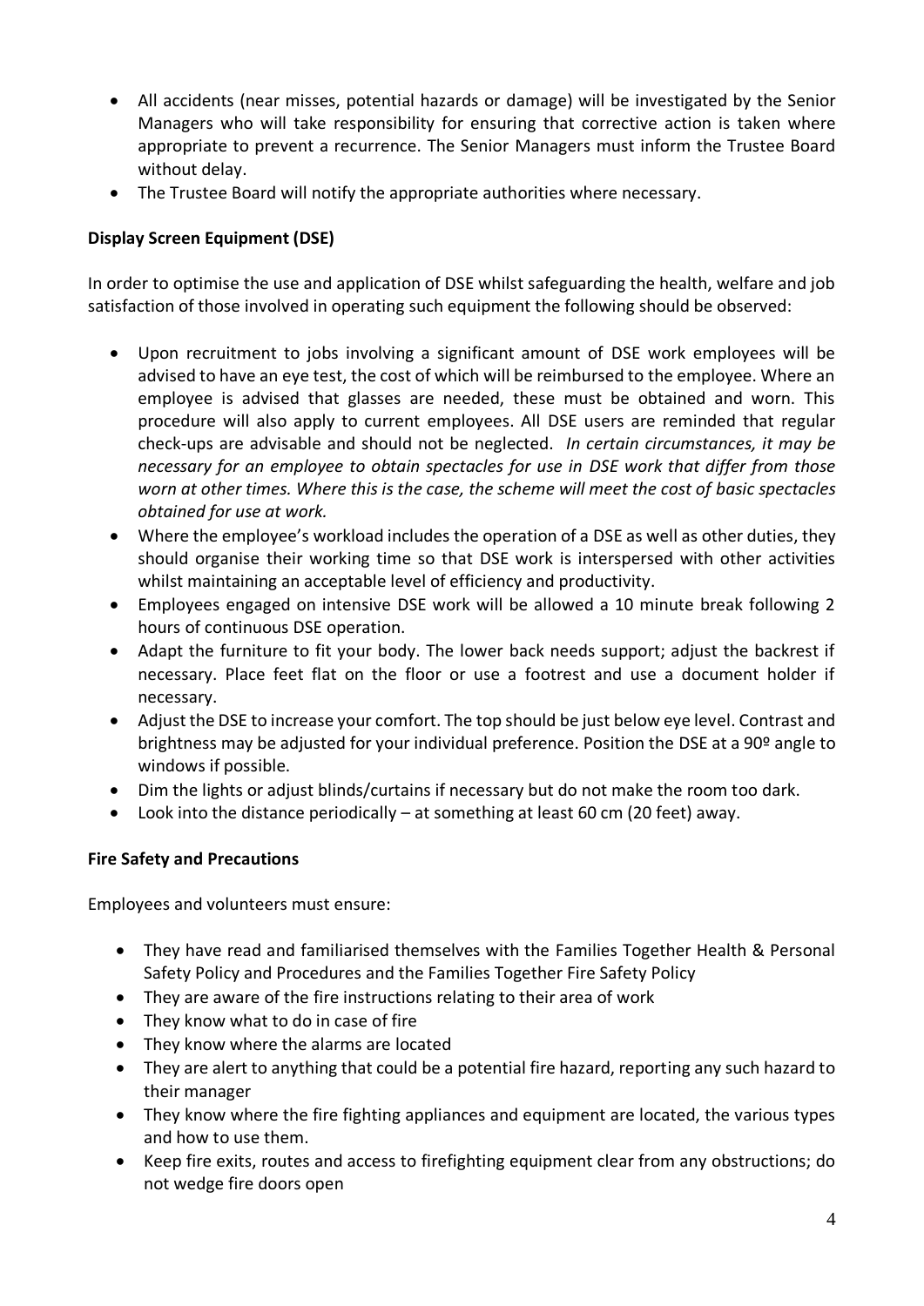- All accidents (near misses, potential hazards or damage) will be investigated by the Senior Managers who will take responsibility for ensuring that corrective action is taken where appropriate to prevent a recurrence. The Senior Managers must inform the Trustee Board without delay.
- The Trustee Board will notify the appropriate authorities where necessary.

**Display Screen Equipment (DSE)**

In order to optimise the use and application of DSE whilst safeguarding the health, welfare and job satisfaction of those involved in operating such equipment the following should be observed:

- Upon recruitment to jobs involving a significant amount of DSE work employees will be advised to have an eye test, the cost of which will be reimbursed to the employee. Where an employee is advised that glasses are needed, these must be obtained and worn. This procedure will also apply to current employees. All DSE users are reminded that regular check-ups are advisable and should not be neglected. *In certain circumstances, it may be necessary for an employee to obtain spectacles for use in DSE work that differ from those worn at other times. Where this is the case, the scheme will meet the cost of basic spectacles obtained for use at work.*
- Where the employee's workload includes the operation of a DSE as well as other duties, they should organise their working time so that DSE work is interspersed with other activities whilst maintaining an acceptable level of efficiency and productivity.
- Employees engaged on intensive DSE work will be allowed a 10 minute break following 2 hours of continuous DSE operation.
- Adapt the furniture to fit your body. The lower back needs support; adjust the backrest if necessary. Place feet flat on the floor or use a footrest and use a document holder if necessary.
- Adjust the DSE to increase your comfort. The top should be just below eye level. Contrast and brightness may be adjusted for your individual preference. Position the DSE at a 90º angle to windows if possible.
- Dim the lights or adjust blinds/curtains if necessary but do not make the room too dark.
- Look into the distance periodically – at something at least 60 cm (20 feet) away.

**Fire Safety and Precautions**

Employees and volunteers must ensure:

- They have read and familiarised themselves with the Families Together Health & Personal Safety Policy and Procedures and the Families Together Fire Safety Policy
- They are aware of the fire instructions relating to their area of work
- They know what to do in case of fire
- They know where the alarms are located
- They are alert to anything that could be a potential fire hazard, reporting any such hazard to their manager
- They know where the fire fighting appliances and equipment are located, the various types and how to use them.
- Keep fire exits, routes and access to firefighting equipment clear from any obstructions; do not wedge fire doors open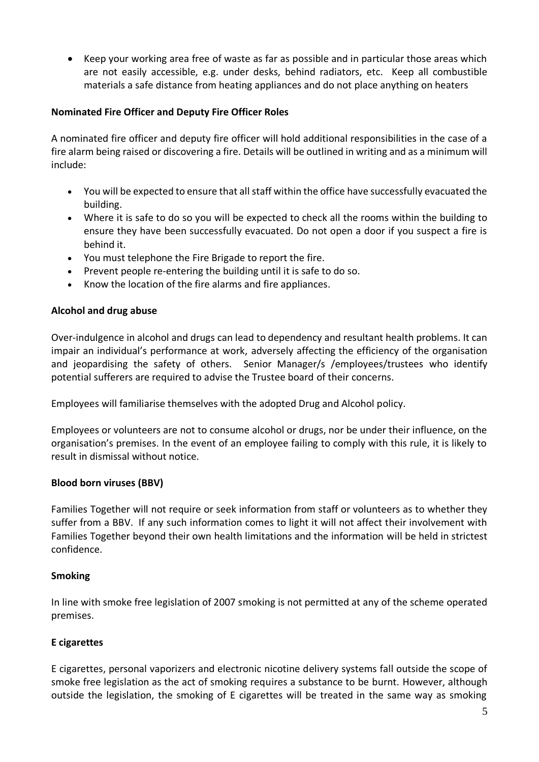- Keep your working area free of waste as far as possible and in particular those areas which are not easily accessible, e.g. under desks, behind radiators, etc. Keep all combustible materials a safe distance from heating appliances and do not place anything on heaters

**Nominated Fire Officer and Deputy Fire Officer Roles**

A nominated fire officer and deputy fire officer will hold additional responsibilities in the case of a fire alarm being raised or discovering a fire. Details will be outlined in writing and as a minimum will include:

- You will be expected to ensure that all staff within the office have successfully evacuated the building.
- Where it is safe to do so you will be expected to check all the rooms within the building to ensure they have been successfully evacuated. Do not open a door if you suspect a fire is behind it.
- You must telephone the Fire Brigade to report the fire.
- Prevent people re-entering the building until it is safe to do so.
- Know the location of the fire alarms and fire appliances.

**Alcohol and drug abuse**

Over-indulgence in alcohol and drugs can lead to dependency and resultant health problems. It can impair an individual's performance at work, adversely affecting the efficiency of the organisation and jeopardising the safety of others. Senior Manager/s /employees/trustees who identify potential sufferers are required to advise the Trustee board of their concerns.

Employees will familiarise themselves with the adopted Drug and Alcohol policy.

Employees or volunteers are not to consume alcohol or drugs, nor be under their influence, on the organisation's premises. In the event of an employee failing to comply with this rule, it is likely to result in dismissal without notice.

**Blood born viruses (BBV)**

Families Together will not require or seek information from staff or volunteers as to whether they suffer from a BBV. If any such information comes to light it will not affect their involvement with Families Together beyond their own health limitations and the information will be held in strictest confidence.

**Smoking**

In line with smoke free legislation of 2007 smoking is not permitted at any of the scheme operated premises.

**E cigarettes**

E cigarettes, personal vaporizers and electronic nicotine delivery systems fall outside the scope of smoke free legislation as the act of smoking requires a substance to be burnt. However, although outside the legislation, the smoking of E cigarettes will be treated in the same way as smoking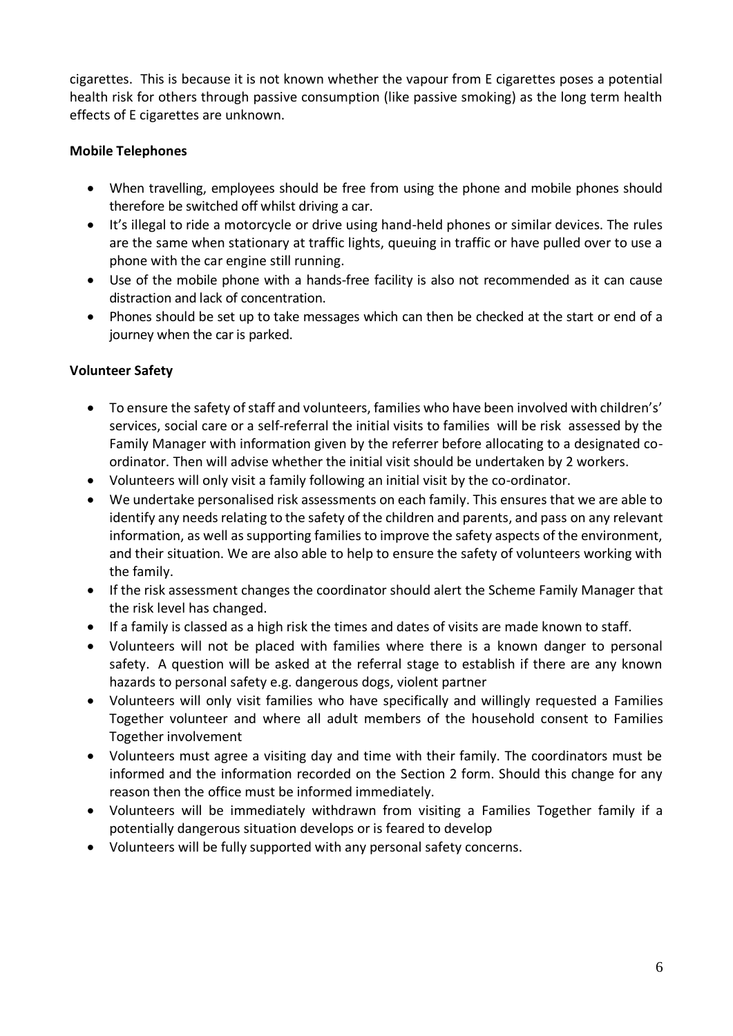cigarettes. This is because it is not known whether the vapour from E cigarettes poses a potential health risk for others through passive consumption (like passive smoking) as the long term health effects of E cigarettes are unknown.

**Mobile Telephones**

- When travelling, employees should be free from using the phone and mobile phones should therefore be switched off whilst driving a car.
- It's illegal to ride a motorcycle or drive using hand-held phones or similar devices. The rules are the same when stationary at traffic lights, queuing in traffic or have pulled over to use a phone with the car engine still running.
- Use of the mobile phone with a hands-free facility is also not recommended as it can cause distraction and lack of concentration.
- Phones should be set up to take messages which can then be checked at the start or end of a journey when the car is parked.

**Volunteer Safety**

- To ensure the safety of staff and volunteers, families who have been involved with children's' services, social care or a self-referral the initial visits to families will be risk assessed by the Family Manager with information given by the referrer before allocating to a designated co-ordinator. Then will advise whether the initial visit should be undertaken by 2 workers.
- Volunteers will only visit a family following an initial visit by the co-ordinator.
- We undertake personalised risk assessments on each family. This ensures that we are able to identify any needs relating to the safety of the children and parents, and pass on any relevant information, as well as supporting families to improve the safety aspects of the environment, and their situation. We are also able to help to ensure the safety of volunteers working with the family.
- If the risk assessment changes the coordinator should alert the Scheme Family Manager that the risk level has changed.
- If a family is classed as a high risk the times and dates of visits are made known to staff.
- Volunteers will not be placed with families where there is a known danger to personal safety. A question will be asked at the referral stage to establish if there are any known hazards to personal safety e.g. dangerous dogs, violent partner
- Volunteers will only visit families who have specifically and willingly requested a Families Together volunteer and where all adult members of the household consent to Families Together involvement
- Volunteers must agree a visiting day and time with their family. The coordinators must be informed and the information recorded on the Section 2 form. Should this change for any reason then the office must be informed immediately.
- Volunteers will be immediately withdrawn from visiting a Families Together family if a potentially dangerous situation develops or is feared to develop
- Volunteers will be fully supported with any personal safety concerns.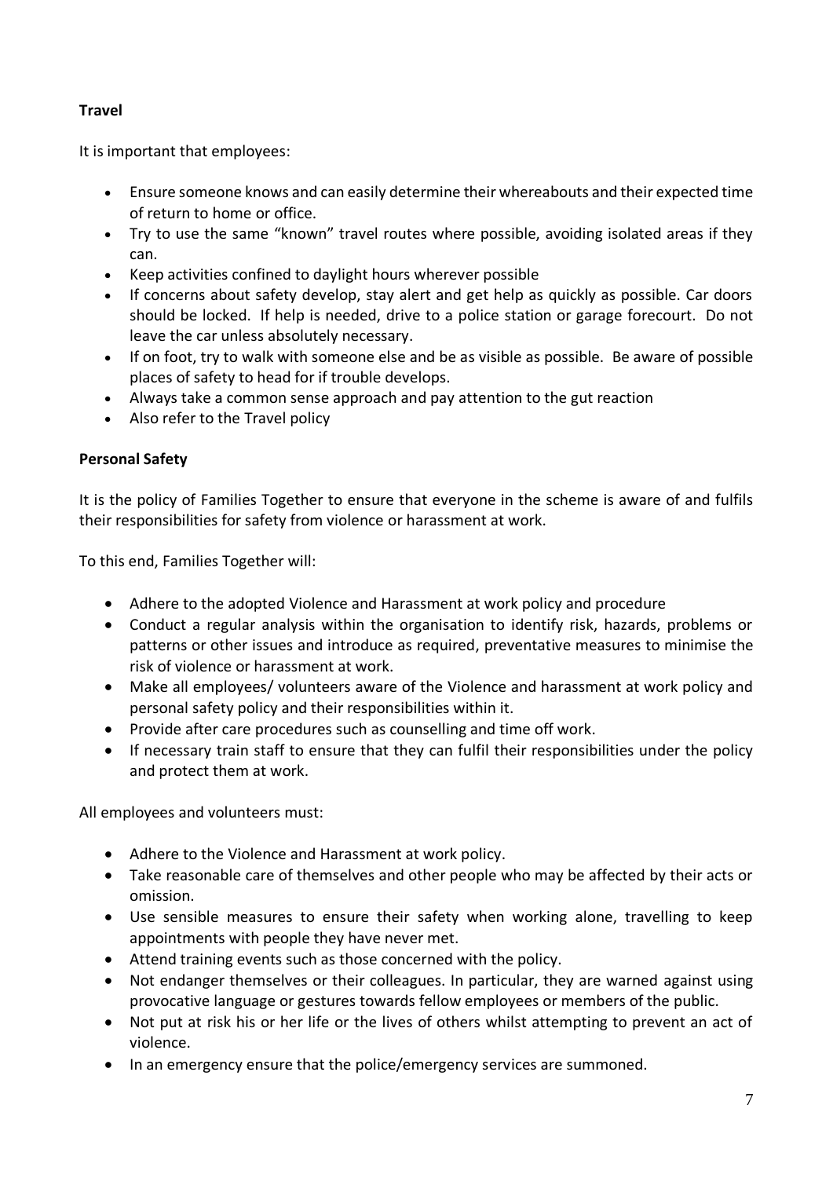**Travel**

It is important that employees:

- Ensure someone knows and can easily determine their whereabouts and their expected time of return to home or office.
- Try to use the same "known" travel routes where possible, avoiding isolated areas if they can.
- Keep activities confined to daylight hours wherever possible
- If concerns about safety develop, stay alert and get help as quickly as possible. Car doors should be locked. If help is needed, drive to a police station or garage forecourt. Do not leave the car unless absolutely necessary.
- If on foot, try to walk with someone else and be as visible as possible. Be aware of possible places of safety to head for if trouble develops.
- Always take a common sense approach and pay attention to the gut reaction
- Also refer to the Travel policy

**Personal Safety**

It is the policy of Families Together to ensure that everyone in the scheme is aware of and fulfils their responsibilities for safety from violence or harassment at work.

To this end, Families Together will:

- Adhere to the adopted Violence and Harassment at work policy and procedure
- Conduct a regular analysis within the organisation to identify risk, hazards, problems or patterns or other issues and introduce as required, preventative measures to minimise the risk of violence or harassment at work.
- Make all employees/ volunteers aware of the Violence and harassment at work policy and personal safety policy and their responsibilities within it.
- Provide after care procedures such as counselling and time off work.
- If necessary train staff to ensure that they can fulfil their responsibilities under the policy and protect them at work.

All employees and volunteers must:

- Adhere to the Violence and Harassment at work policy.
- Take reasonable care of themselves and other people who may be affected by their acts or omission.
- Use sensible measures to ensure their safety when working alone, travelling to keep appointments with people they have never met.
- Attend training events such as those concerned with the policy.
- Not endanger themselves or their colleagues. In particular, they are warned against using provocative language or gestures towards fellow employees or members of the public.
- Not put at risk his or her life or the lives of others whilst attempting to prevent an act of violence.
- In an emergency ensure that the police/emergency services are summoned.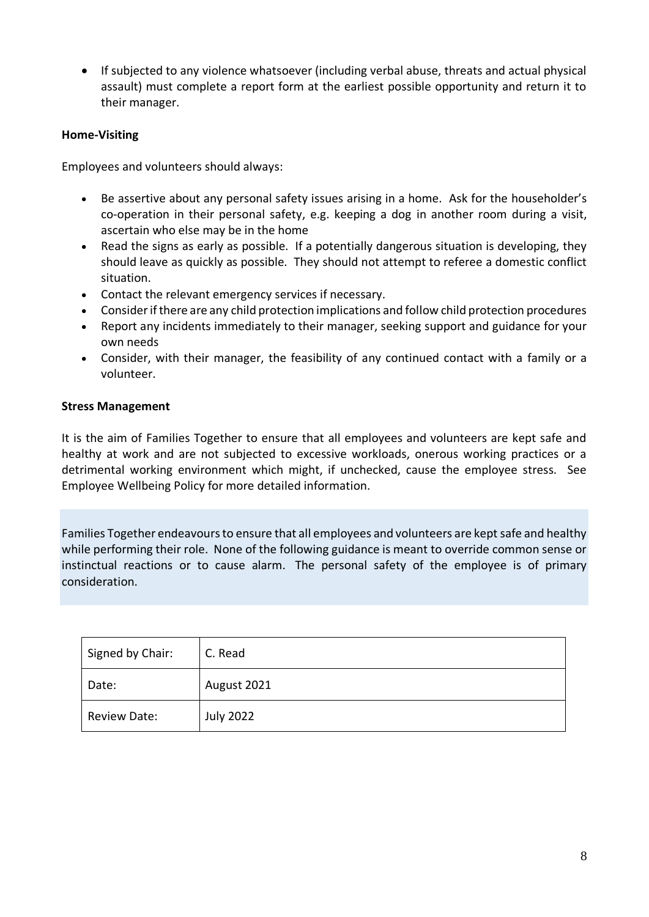- If subjected to any violence whatsoever (including verbal abuse, threats and actual physical assault) must complete a report form at the earliest possible opportunity and return it to their manager.

**Home-Visiting**

Employees and volunteers should always:

- Be assertive about any personal safety issues arising in a home. Ask for the householder's co-operation in their personal safety, e.g. keeping a dog in another room during a visit, ascertain who else may be in the home
- Read the signs as early as possible. If a potentially dangerous situation is developing, they should leave as quickly as possible. They should not attempt to referee a domestic conflict situation.
- Contact the relevant emergency services if necessary.
- Consider if there are any child protection implications and follow child protection procedures
- Report any incidents immediately to their manager, seeking support and guidance for your own needs
- Consider, with their manager, the feasibility of any continued contact with a family or a volunteer.

**Stress Management**

It is the aim of Families Together to ensure that all employees and volunteers are kept safe and healthy at work and are not subjected to excessive workloads, onerous working practices or a detrimental working environment which might, if unchecked, cause the employee stress. See Employee Wellbeing Policy for more detailed information.

Families Together endeavours to ensure that all employees and volunteers are kept safe and healthy while performing their role. None of the following guidance is meant to override common sense or instinctual reactions or to cause alarm. The personal safety of the employee is of primary consideration.

| Signed by Chair: | C. Read |
|---|---|
| Date: | August 2021 |
| Review Date: | July 2022 |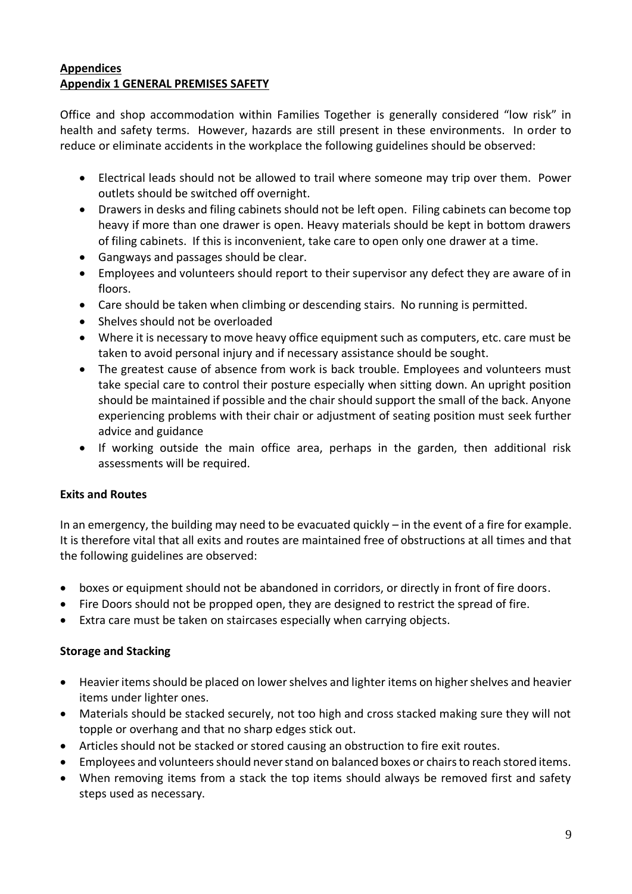## Appendices

## Appendix 1 GENERAL PREMISES SAFETY

Office and shop accommodation within Families Together is generally considered "low risk" in health and safety terms. However, hazards are still present in these environments. In order to reduce or eliminate accidents in the workplace the following guidelines should be observed:

- Electrical leads should not be allowed to trail where someone may trip over them. Power outlets should be switched off overnight.
- Drawers in desks and filing cabinets should not be left open. Filing cabinets can become top heavy if more than one drawer is open. Heavy materials should be kept in bottom drawers of filing cabinets. If this is inconvenient, take care to open only one drawer at a time.
- Gangways and passages should be clear.
- Employees and volunteers should report to their supervisor any defect they are aware of in floors.
- Care should be taken when climbing or descending stairs. No running is permitted.
- Shelves should not be overloaded
- Where it is necessary to move heavy office equipment such as computers, etc. care must be taken to avoid personal injury and if necessary assistance should be sought.
- The greatest cause of absence from work is back trouble. Employees and volunteers must take special care to control their posture especially when sitting down. An upright position should be maintained if possible and the chair should support the small of the back. Anyone experiencing problems with their chair or adjustment of seating position must seek further advice and guidance
- If working outside the main office area, perhaps in the garden, then additional risk assessments will be required.

### Exits and Routes

In an emergency, the building may need to be evacuated quickly – in the event of a fire for example. It is therefore vital that all exits and routes are maintained free of obstructions at all times and that the following guidelines are observed:

- boxes or equipment should not be abandoned in corridors, or directly in front of fire doors.
- Fire Doors should not be propped open, they are designed to restrict the spread of fire.
- Extra care must be taken on staircases especially when carrying objects.

### Storage and Stacking

- Heavier items should be placed on lower shelves and lighter items on higher shelves and heavier items under lighter ones.
- Materials should be stacked securely, not too high and cross stacked making sure they will not topple or overhang and that no sharp edges stick out.
- Articles should not be stacked or stored causing an obstruction to fire exit routes.
- Employees and volunteers should never stand on balanced boxes or chairs to reach stored items.
- When removing items from a stack the top items should always be removed first and safety steps used as necessary.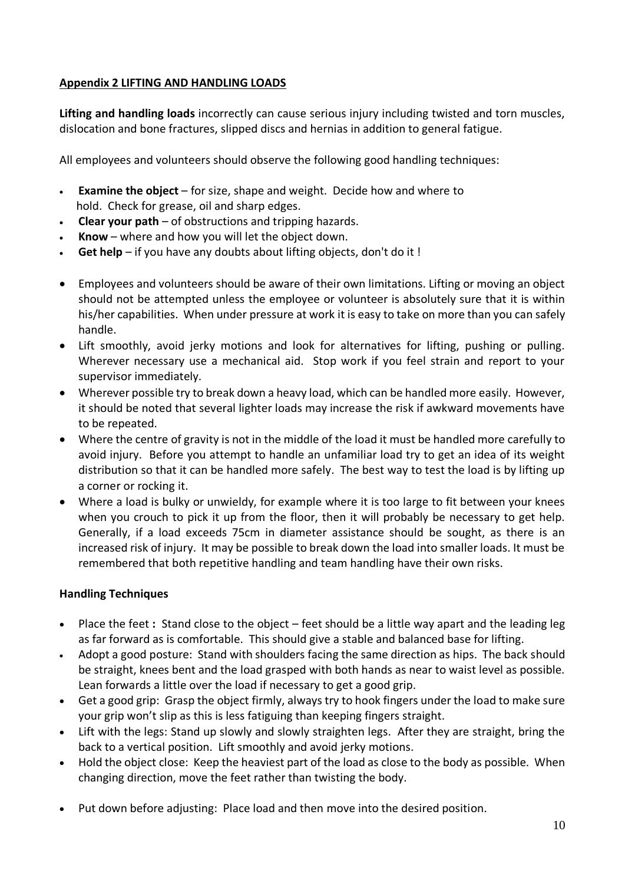## Appendix 2 LIFTING AND HANDLING LOADS

**Lifting and handling loads** incorrectly can cause serious injury including twisted and torn muscles, dislocation and bone fractures, slipped discs and hernias in addition to general fatigue.

All employees and volunteers should observe the following good handling techniques:

- **Examine the object** – for size, shape and weight. Decide how and where to hold. Check for grease, oil and sharp edges.
- **Clear your path** – of obstructions and tripping hazards.
- **Know** – where and how you will let the object down.
- **Get help** – if you have any doubts about lifting objects, don't do it !

- Employees and volunteers should be aware of their own limitations. Lifting or moving an object should not be attempted unless the employee or volunteer is absolutely sure that it is within his/her capabilities. When under pressure at work it is easy to take on more than you can safely handle.
- Lift smoothly, avoid jerky motions and look for alternatives for lifting, pushing or pulling. Wherever necessary use a mechanical aid. Stop work if you feel strain and report to your supervisor immediately.
- Wherever possible try to break down a heavy load, which can be handled more easily. However, it should be noted that several lighter loads may increase the risk if awkward movements have to be repeated.
- Where the centre of gravity is not in the middle of the load it must be handled more carefully to avoid injury. Before you attempt to handle an unfamiliar load try to get an idea of its weight distribution so that it can be handled more safely. The best way to test the load is by lifting up a corner or rocking it.
- Where a load is bulky or unwieldy, for example where it is too large to fit between your knees when you crouch to pick it up from the floor, then it will probably be necessary to get help. Generally, if a load exceeds 75cm in diameter assistance should be sought, as there is an increased risk of injury. It may be possible to break down the load into smaller loads. It must be remembered that both repetitive handling and team handling have their own risks.

**Handling Techniques**

- Place the feet **:** Stand close to the object – feet should be a little way apart and the leading leg as far forward as is comfortable. This should give a stable and balanced base for lifting.
- Adopt a good posture: Stand with shoulders facing the same direction as hips. The back should be straight, knees bent and the load grasped with both hands as near to waist level as possible. Lean forwards a little over the load if necessary to get a good grip.
- Get a good grip: Grasp the object firmly, always try to hook fingers under the load to make sure your grip won't slip as this is less fatiguing than keeping fingers straight.
- Lift with the legs: Stand up slowly and slowly straighten legs. After they are straight, bring the back to a vertical position. Lift smoothly and avoid jerky motions.
- Hold the object close: Keep the heaviest part of the load as close to the body as possible. When changing direction, move the feet rather than twisting the body.

- Put down before adjusting: Place load and then move into the desired position.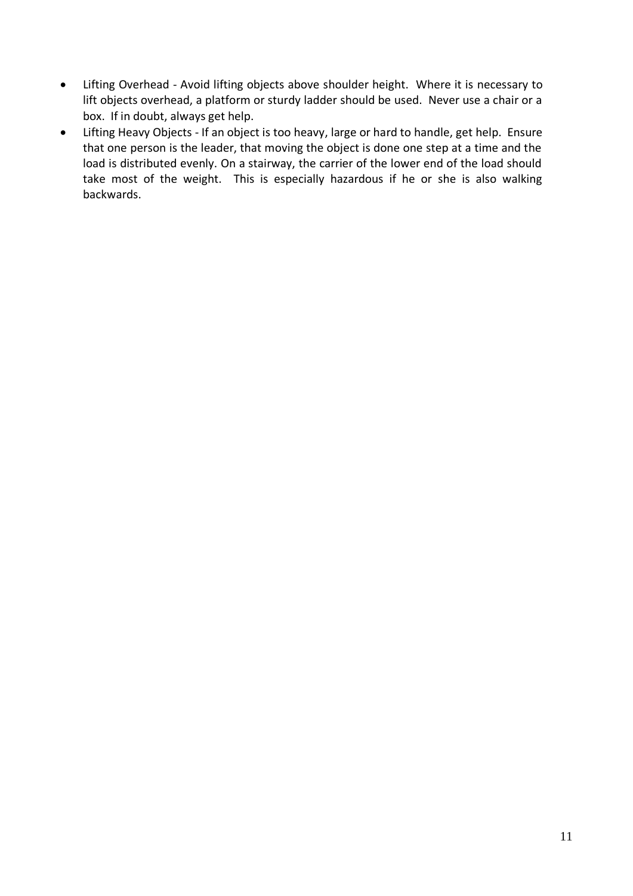- Lifting Overhead - Avoid lifting objects above shoulder height. Where it is necessary to lift objects overhead, a platform or sturdy ladder should be used. Never use a chair or a box. If in doubt, always get help.
- Lifting Heavy Objects - If an object is too heavy, large or hard to handle, get help. Ensure that one person is the leader, that moving the object is done one step at a time and the load is distributed evenly. On a stairway, the carrier of the lower end of the load should take most of the weight. This is especially hazardous if he or she is also walking backwards.